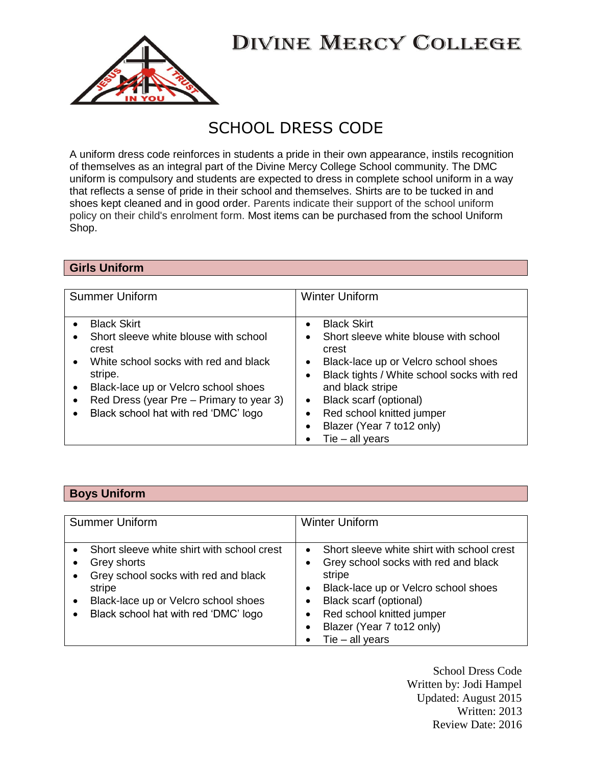# DIVINE MERCY COLLEGE

## SCHOOL DRESS CODE

A uniform dress code reinforces in students a pride in their own appearance, instils recognition of themselves as an integral part of the Divine Mercy College School community. The DMC uniform is compulsory and students are expected to dress in complete school uniform in a way that reflects a sense of pride in their school and themselves. Shirts are to be tucked in and shoes kept cleaned and in good order. Parents indicate their support of the school uniform policy on their child's enrolment form. Most items can be purchased from the school Uniform Shop.

### Girls Uniform

| Summer Uniform | Winter Uniform |
|---|---|
| • Black Skirt<br>• Short sleeve white blouse with school crest<br>• White school socks with red and black stripe.<br>• Black-lace up or Velcro school shoes<br>• Red Dress (year Pre – Primary to year 3)<br>• Black school hat with red 'DMC' logo | • Black Skirt<br>• Short sleeve white blouse with school crest<br>• Black-lace up or Velcro school shoes<br>• Black tights / White school socks with red and black stripe<br>• Black scarf (optional)<br>• Red school knitted jumper<br>• Blazer (Year 7 to12 only)<br>• Tie – all years |

### Boys Uniform

| Summer Uniform | Winter Uniform |
|---|---|
| • Short sleeve white shirt with school crest<br>• Grey shorts<br>• Grey school socks with red and black stripe<br>• Black-lace up or Velcro school shoes<br>• Black school hat with red 'DMC' logo | • Short sleeve white shirt with school crest<br>• Grey school socks with red and black stripe<br>• Black-lace up or Velcro school shoes<br>• Black scarf (optional)<br>• Red school knitted jumper<br>• Blazer (Year 7 to12 only)<br>• Tie – all years |

School Dress Code
Written by: Jodi Hampel
Updated: August 2015
Written: 2013
Review Date: 2016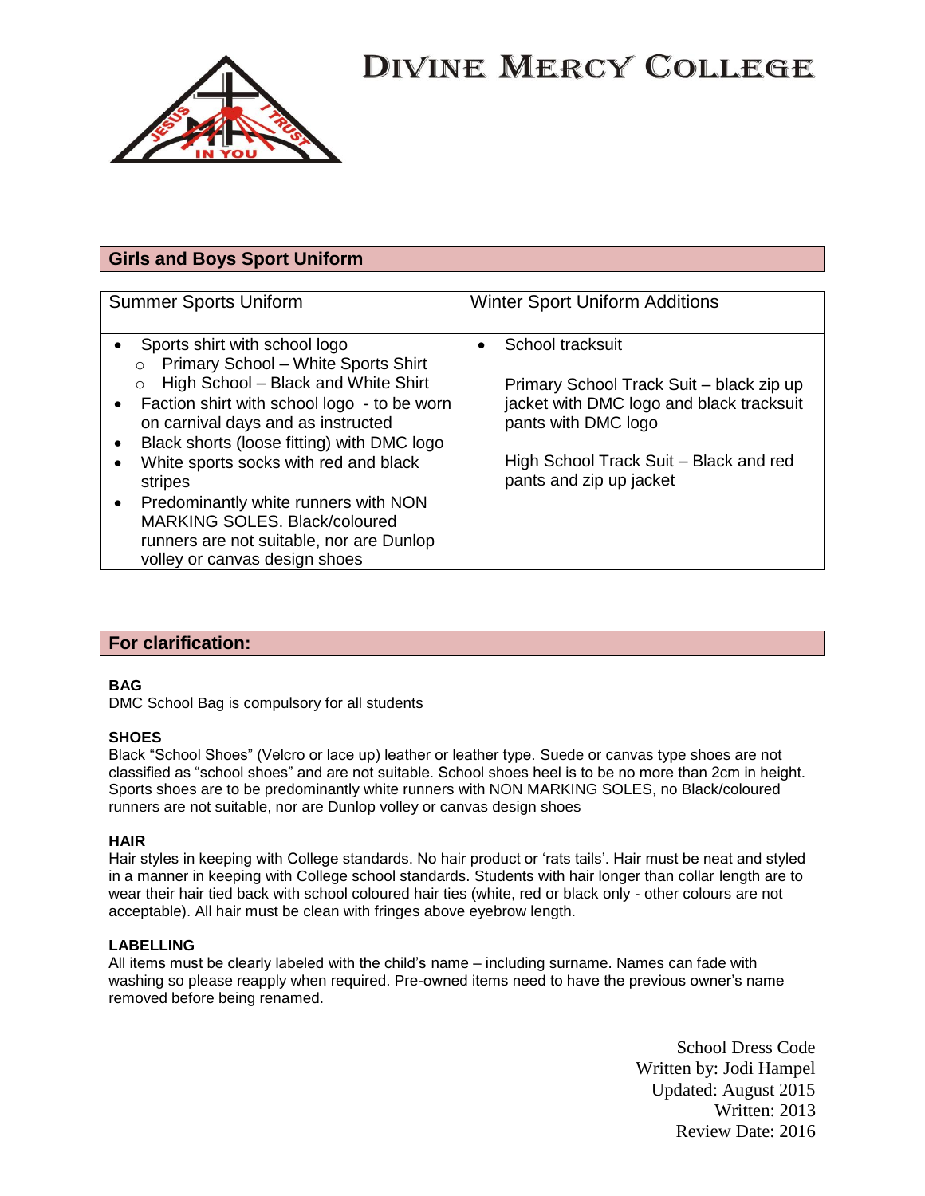# DIVINE MERCY COLLEGE

## Girls and Boys Sport Uniform

| Summer Sports Uniform | Winter Sport Uniform Additions |
|---|---|
| • Sports shirt with school logo<br>  ○ Primary School – White Sports Shirt<br>  ○ High School – Black and White Shirt<br>• Faction shirt with school logo - to be worn on carnival days and as instructed<br>• Black shorts (loose fitting) with DMC logo<br>• White sports socks with red and black stripes<br>• Predominantly white runners with NON MARKING SOLES. Black/coloured runners are not suitable, nor are Dunlop volley or canvas design shoes | • School tracksuit<br><br>Primary School Track Suit – black zip up jacket with DMC logo and black tracksuit pants with DMC logo<br><br>High School Track Suit – Black and red pants and zip up jacket |

## For clarification:

**BAG**

DMC School Bag is compulsory for all students

**SHOES**

Black "School Shoes" (Velcro or lace up) leather or leather type. Suede or canvas type shoes are not classified as "school shoes" and are not suitable. School shoes heel is to be no more than 2cm in height. Sports shoes are to be predominantly white runners with NON MARKING SOLES, no Black/coloured runners are not suitable, nor are Dunlop volley or canvas design shoes

**HAIR**

Hair styles in keeping with College standards. No hair product or 'rats tails'. Hair must be neat and styled in a manner in keeping with College school standards. Students with hair longer than collar length are to wear their hair tied back with school coloured hair ties (white, red or black only - other colours are not acceptable). All hair must be clean with fringes above eyebrow length.

**LABELLING**

All items must be clearly labeled with the child's name – including surname. Names can fade with washing so please reapply when required. Pre-owned items need to have the previous owner's name removed before being renamed.

School Dress Code
Written by: Jodi Hampel
Updated: August 2015
Written: 2013
Review Date: 2016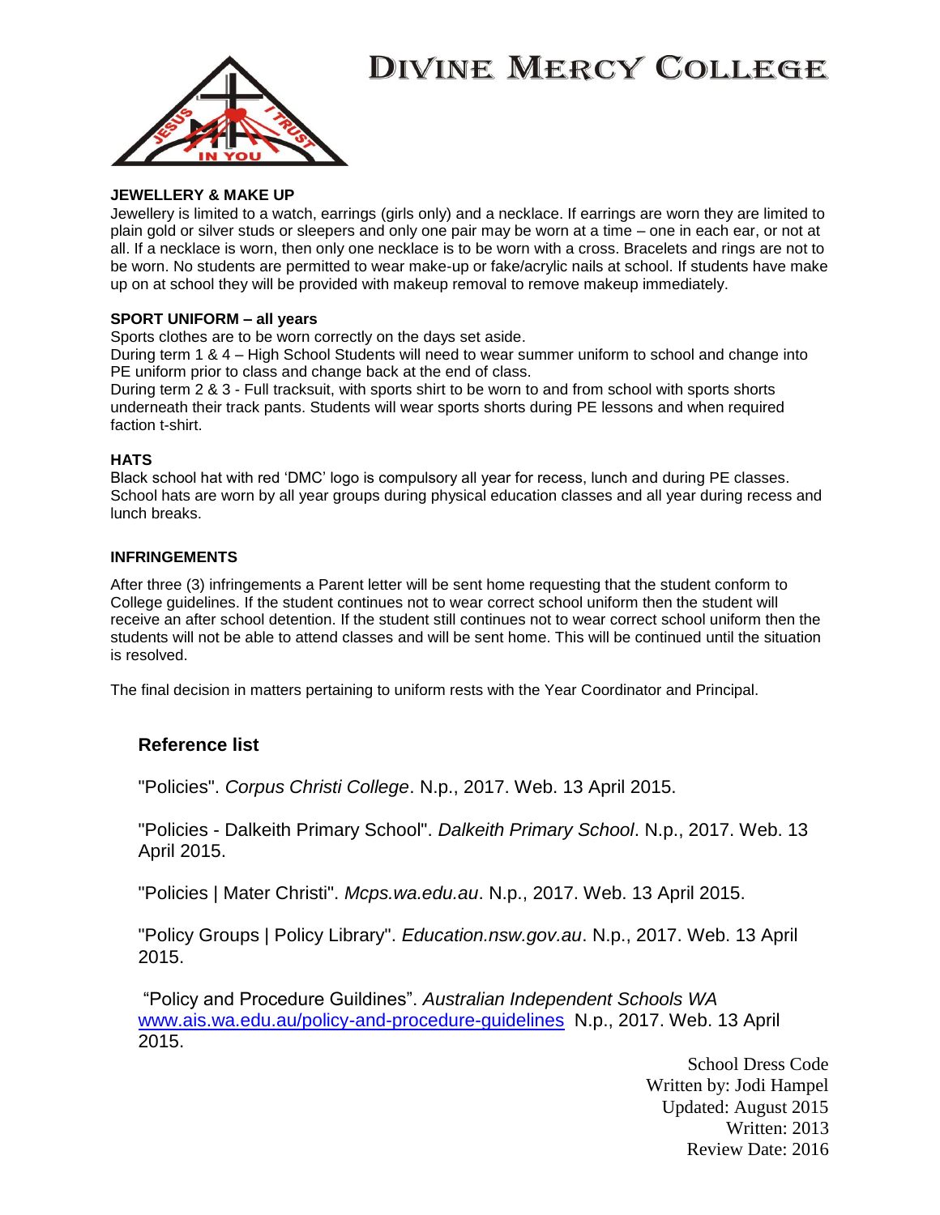# DIVINE MERCY COLLEGE

**JEWELLERY & MAKE UP**

Jewellery is limited to a watch, earrings (girls only) and a necklace. If earrings are worn they are limited to plain gold or silver studs or sleepers and only one pair may be worn at a time – one in each ear, or not at all. If a necklace is worn, then only one necklace is to be worn with a cross. Bracelets and rings are not to be worn. No students are permitted to wear make-up or fake/acrylic nails at school. If students have make up on at school they will be provided with makeup removal to remove makeup immediately.

**SPORT UNIFORM – all years**

Sports clothes are to be worn correctly on the days set aside.

During term 1 & 4 – High School Students will need to wear summer uniform to school and change into PE uniform prior to class and change back at the end of class.

During term 2 & 3 - Full tracksuit, with sports shirt to be worn to and from school with sports shorts underneath their track pants. Students will wear sports shorts during PE lessons and when required faction t-shirt.

**HATS**

Black school hat with red 'DMC' logo is compulsory all year for recess, lunch and during PE classes. School hats are worn by all year groups during physical education classes and all year during recess and lunch breaks.

**INFRINGEMENTS**

After three (3) infringements a Parent letter will be sent home requesting that the student conform to College guidelines. If the student continues not to wear correct school uniform then the student will receive an after school detention. If the student still continues not to wear correct school uniform then the students will not be able to attend classes and will be sent home. This will be continued until the situation is resolved.

The final decision in matters pertaining to uniform rests with the Year Coordinator and Principal.

## Reference list

"Policies". *Corpus Christi College*. N.p., 2017. Web. 13 April 2015.

"Policies - Dalkeith Primary School". *Dalkeith Primary School*. N.p., 2017. Web. 13 April 2015.

"Policies | Mater Christi". *Mcps.wa.edu.au*. N.p., 2017. Web. 13 April 2015.

"Policy Groups | Policy Library". *Education.nsw.gov.au*. N.p., 2017. Web. 13 April 2015.

"Policy and Procedure Guildines". *Australian Independent Schools WA* www.ais.wa.edu.au/policy-and-procedure-guidelines N.p., 2017. Web. 13 April 2015.

School Dress Code
Written by: Jodi Hampel
Updated: August 2015
Written: 2013
Review Date: 2016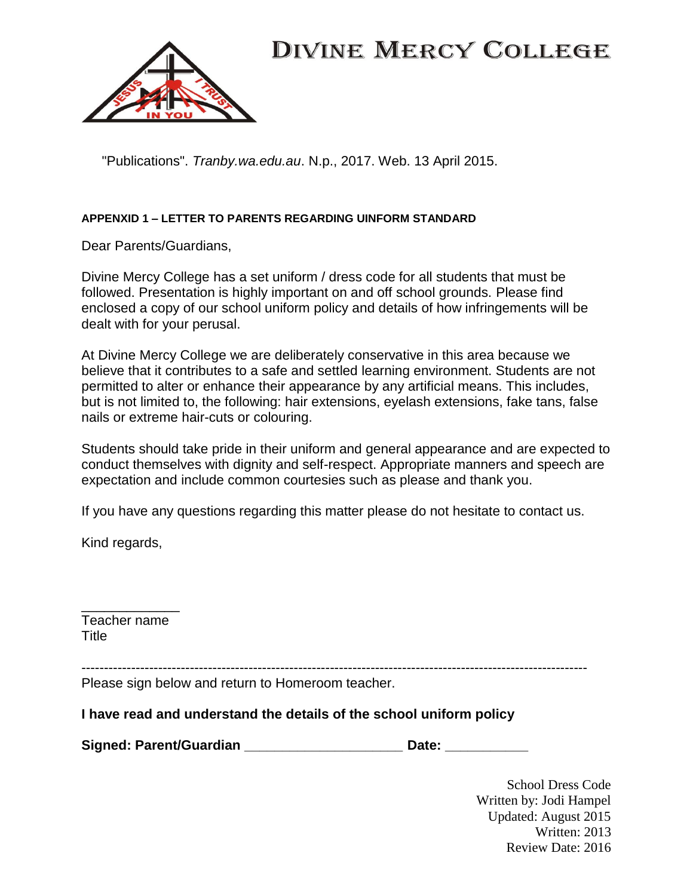# DIVINE MERCY COLLEGE

"Publications". *Tranby.wa.edu.au*. N.p., 2017. Web. 13 April 2015.

**APPENXID 1 – LETTER TO PARENTS REGARDING UINFORM STANDARD**

Dear Parents/Guardians,

Divine Mercy College has a set uniform / dress code for all students that must be followed. Presentation is highly important on and off school grounds. Please find enclosed a copy of our school uniform policy and details of how infringements will be dealt with for your perusal.

At Divine Mercy College we are deliberately conservative in this area because we believe that it contributes to a safe and settled learning environment. Students are not permitted to alter or enhance their appearance by any artificial means. This includes, but is not limited to, the following: hair extensions, eyelash extensions, fake tans, false nails or extreme hair-cuts or colouring.

Students should take pride in their uniform and general appearance and are expected to conduct themselves with dignity and self-respect. Appropriate manners and speech are expectation and include common courtesies such as please and thank you.

If you have any questions regarding this matter please do not hesitate to contact us.

Kind regards,

_____________
Teacher name
Title

-----------------------------------------------------------------------------------------------------------------

Please sign below and return to Homeroom teacher.

**I have read and understand the details of the school uniform policy**

**Signed: Parent/Guardian ____________________ Date: ___________**

School Dress Code
Written by: Jodi Hampel
Updated: August 2015
Written: 2013
Review Date: 2016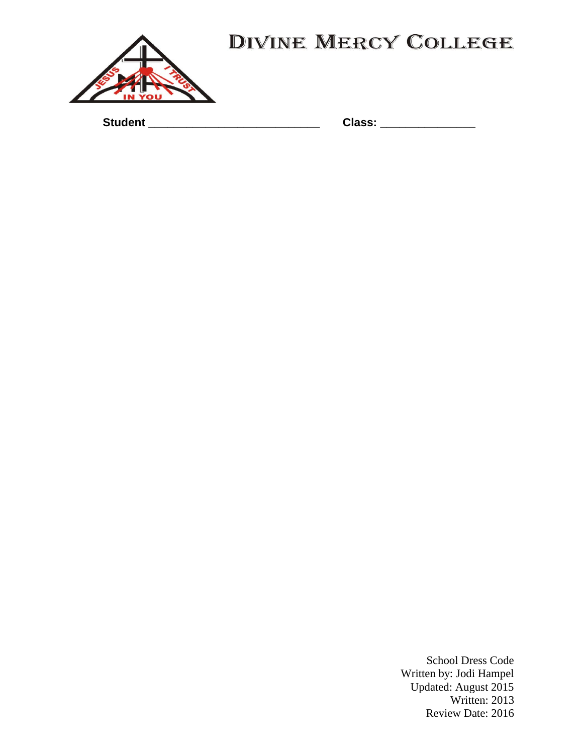# DIVINE MERCY COLLEGE

**Student** ____________________________ **Class:** _______________

School Dress Code
Written by: Jodi Hampel
Updated: August 2015
Written: 2013
Review Date: 2016